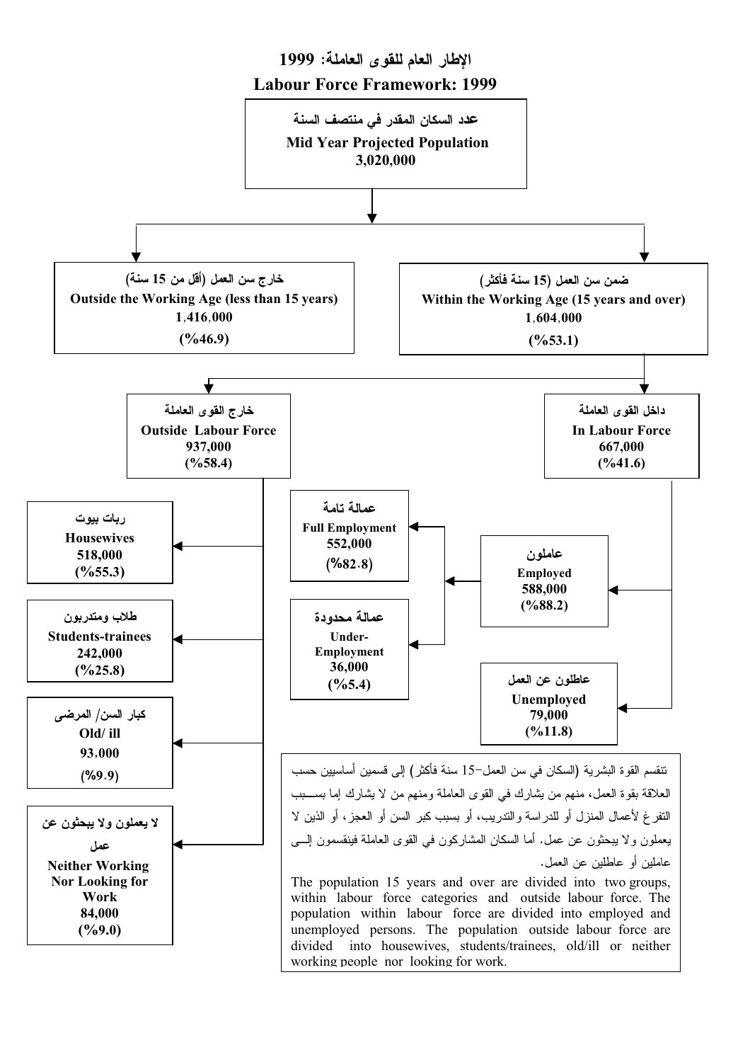# الإطار العام للقوى العاملة: 1999

# Labour Force Framework: 1999

**عدد السكان المقدر في منتصف السنة**
**Mid Year Projected Population**
**3,020,000**

- **خارج سن العمل (أقل من 15 سنة)**
  **Outside the Working Age (less than 15 years)**
  **1,416,000**
  **(%46.9)**

- **ضمن سن العمل (15 سنة فأكثر)**
  **Within the Working Age (15 years and over)**
  **1,604,000**
  **(%53.1)**

  - **داخل القوى العاملة**
    **In Labour Force**
    **667,000**
    **(%41.6)**
    - **عاملون**
      **Employed**
      **588,000**
      **(%88.2)**
      - **عمالة تامة**
        **Full Employment**
        **552,000**
        **(%82.8)**
      - **عمالة محدودة**
        **Under-Employment**
        **36,000**
        **(%5.4)**
    - **عاطلون عن العمل**
      **Unemployed**
      **79,000**
      **(%11.8)**

  - **خارج القوى العاملة**
    **Outside Labour Force**
    **937,000**
    **(%58.4)**
    - **ربات بيوت**
      **Housewives**
      **518,000**
      **(%55.3)**
    - **طلاب ومتدربون**
      **Students-trainees**
      **242,000**
      **(%25.8)**
    - **كبار السن/ المرضى**
      **Old/ ill**
      **93,000**
      **(%9.9)**
    - **لا يعملون ولا يبحثون عن عمل**
      **Neither Working Nor Looking for Work**
      **84,000**
      **(%9.0)**

تنقسم القوة البشرية (السكان في سن العمل–15 سنة فأكثر) إلى قسمين أساسيين حسب العلاقة بقوة العمل، منهم من يشارك في القوى العاملة ومنهم من لا يشارك إما بسبب التفرغ لأعمال المنزل أو للدراسة والتدريب، أو بسبب كبر السن أو العجز، أو الذين لا يعملون ولا يبحثون عن عمل. أما السكان المشاركون في القوى العاملة فينقسمون إلى عاملين أو عاطلين عن العمل.

The population 15 years and over are divided into two groups, within labour force categories and outside labour force. The population within labour force are divided into employed and unemployed persons. The population outside labour force are divided into housewives, students/trainees, old/ill or neither working people nor looking for work.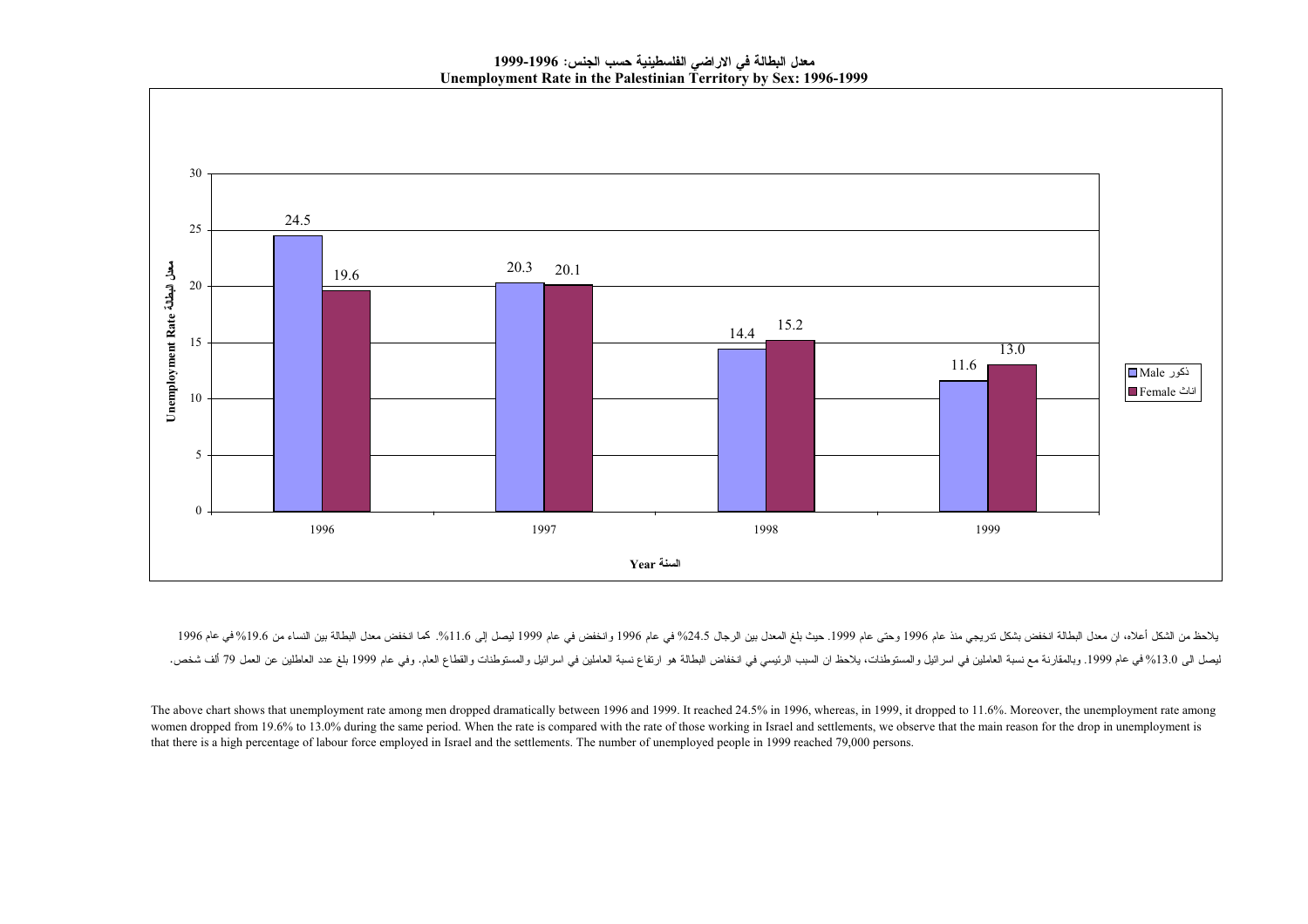**معدل البطالة في الاراضي الفلسطينية حسب الجنس: 1996-1999**

**Unemployment Rate in the Palestinian Territory by Sex: 1996-1999**

| Year السنة | Male ذكور | Female اناث |
|---|---|---|
| 1996 | 24.5 | 19.6 |
| 1997 | 20.3 | 20.1 |
| 1998 | 14.4 | 15.2 |
| 1999 | 11.6 | 13.0 |

يلاحظ من الشكل أعلاه، ان معدل البطالة انخفض بشكل تدريجي منذ عام 1996 وحتى عام 1999. حيث بلغ المعدل بين الرجال 24.5% في عام 1996 وانخفض في عام 1999 ليصل إلى 11.6%. كما انخفض معدل البطالة بين النساء من 19.6% في عام 1996 ليصل الى 13.0% في عام 1999. وبالمقارنة مع نسبة العاملين في اسرائيل والمستوطنات، يلاحظ ان السبب الرئيسي في انخفاض البطالة هو ارتفاع نسبة العاملين في اسرائيل والمستوطنات والقطاع العام. وفي عام 1999 بلغ عدد العاطلين عن العمل 79 ألف شخص.

The above chart shows that unemployment rate among men dropped dramatically between 1996 and 1999. It reached 24.5% in 1996, whereas, in 1999, it dropped to 11.6%. Moreover, the unemployment rate among women dropped from 19.6% to 13.0% during the same period. When the rate is compared with the rate of those working in Israel and settlements, we observe that the main reason for the drop in unemployment is that there is a high percentage of labour force employed in Israel and the settlements. The number of unemployed people in 1999 reached 79,000 persons.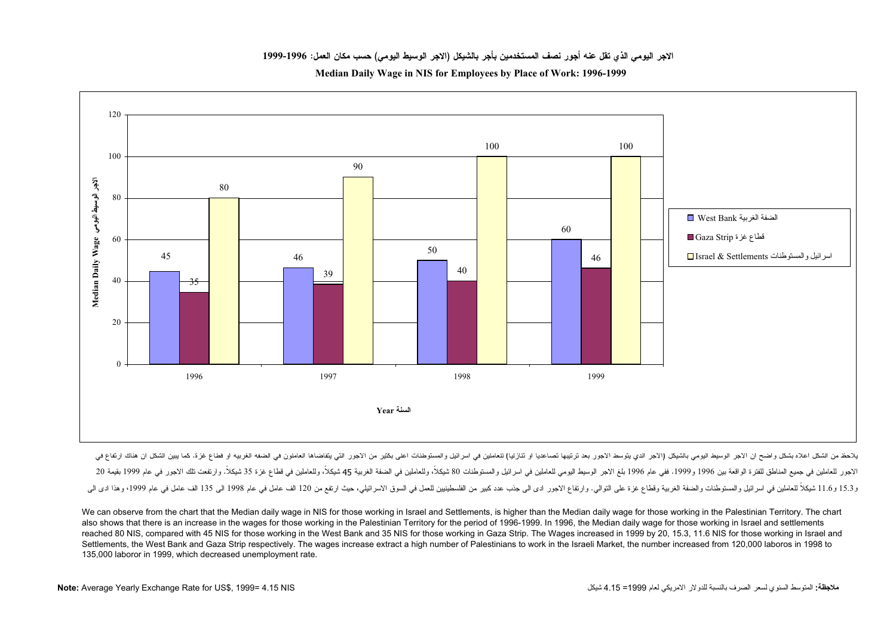**الاجر اليومي الذي تقل عنه أجور نصف المستخدمين بأجر بالشيكل (الاجر الوسيط اليومي) حسب مكان العمل: 1996-1999**

**Median Daily Wage in NIS for Employees by Place of Work: 1996-1999**

| Year السنة | West Bank الضفة الغربية | Gaza Strip قطاع غزة | Israel & Settlements اسرائيل والمستوطنات |
|---|---|---|---|
| 1996 | 45 | 35 | 80 |
| 1997 | 46 | 39 | 90 |
| 1998 | 50 | 40 | 100 |
| 1999 | 60 | 46 | 100 |

يلاحظ من الشكل اعلاه بشكل واضح ان الاجر الوسيط اليومي بالشيكل (الاجر الذي يتوسط الاجور بعد ترتيبها تصاعديا او تنازليا) للعاملين في اسرائيل والمستوطنات اعلى بكثير من الاجور التي يتقاضاها العاملون في الضفه الغربيه او قطاع غزة. كما يبين الشكل ان هناك ارتفاع في الاجور للعاملين في جميع المناطق للفترة الواقعة بين 1996 و1999. ففي عام 1996 بلغ الاجر الوسيط اليومي للعاملين في اسرائيل والمستوطنات 80 شيكلاً، وللعاملين في الضفة الغربية 45 شيكلاً، وللعاملين في قطاع غزة 35 شيكلاً. وارتفعت تلك الاجور في عام 1999 بقيمة 20 و15.3 و11.6 شيكلاً للعاملين في اسرائيل والمستوطنات والضفة الغربية وقطاع غزة على التوالي. وارتفاع الاجور ادى الى جذب عدد كبير من الفلسطينيين للعمل في السوق الاسرائيلي، حيث ارتفع من 120 الف عامل في عام 1998 الى 135 الف عامل في عام 1999، وهذا ادى الى

We can observe from the chart that the Median daily wage in NIS for those working in Israel and Settlements, is higher than the Median daily wage for those working in the Palestinian Territory. The chart also shows that there is an increase in the wages for those working in the Palestinian Territory for the period of 1996-1999. In 1996, the Median daily wage for those working in Israel and settlements reached 80 NIS, compared with 45 NIS for those working in the West Bank and 35 NIS for those working in Gaza Strip. The Wages increased in 1999 by 20, 15.3, 11.6 NIS for those working in Israel and Settlements, the West Bank and Gaza Strip respectively. The wages increase extract a high number of Palestinians to work in the Israeli Market, the number increased from 120,000 laboros in 1998 to 135,000 laboror in 1999, which decreased unemployment rate.

**Note:** Average Yearly Exchange Rate for US$, 1999= 4.15 NIS

**ملاحظة:** المتوسط السنوي لسعر الصرف بالنسبة للدولار الامريكي لعام 1999= 4.15 شيكل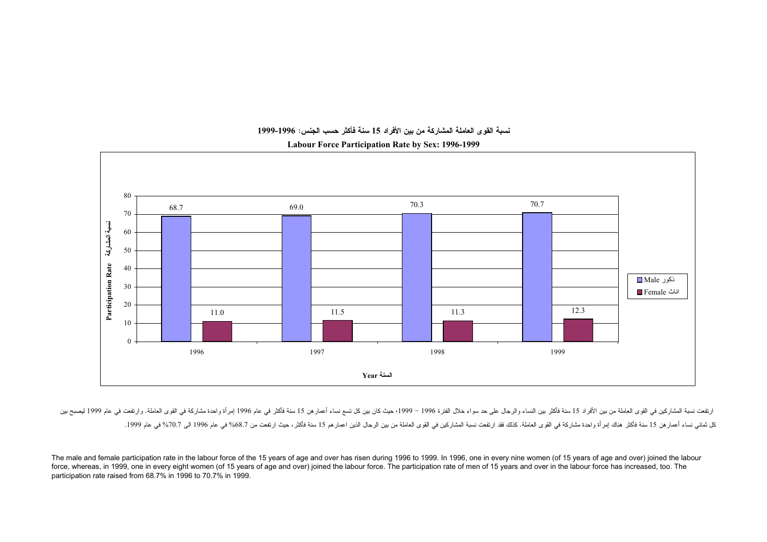**نسبة القوى العاملة المشاركة من بين الأفراد 15 سنة فأكثر حسب الجنس: 1996-1999**

**Labour Force Participation Rate by Sex: 1996-1999**

| Year السنة | Male ذكور | Female اناث |
|---|---|---|
| 1996 | 68.7 | 11.0 |
| 1997 | 69.0 | 11.5 |
| 1998 | 70.3 | 11.3 |
| 1999 | 70.7 | 12.3 |

ارتفعت نسبة المشاركين في القوى العاملة من بين الأفراد 15 سنة فأكثر بين النساء والرجال على حد سواء خلال الفترة 1996 - 1999، حيث كان بين كل تسع نساء أعمارهن 15 سنة فأكثر في عام 1996 إمرأة واحدة مشاركة في القوى العاملة. وارتفعت في عام 1999 ليصبح بين كل ثماني نساء أعمارهن 15 سنة فأكثر هناك إمرأة واحدة مشاركة في القوى العاملة. كذلك فقد ارتفعت نسبة المشاركين في القوى العاملة من بين الرجال الذين اعمارهم 15 سنة فأكثر، حيث ارتفعت من 68.7% في عام 1996 الى 70.7% في عام 1999.

The male and female participation rate in the labour force of the 15 years of age and over has risen during 1996 to 1999. In 1996, one in every nine women (of 15 years of age and over) joined the labour force, whereas, in 1999, one in every eight women (of 15 years of age and over) joined the labour force. The participation rate of men of 15 years and over in the labour force has increased, too. The participation rate raised from 68.7% in 1996 to 70.7% in 1999.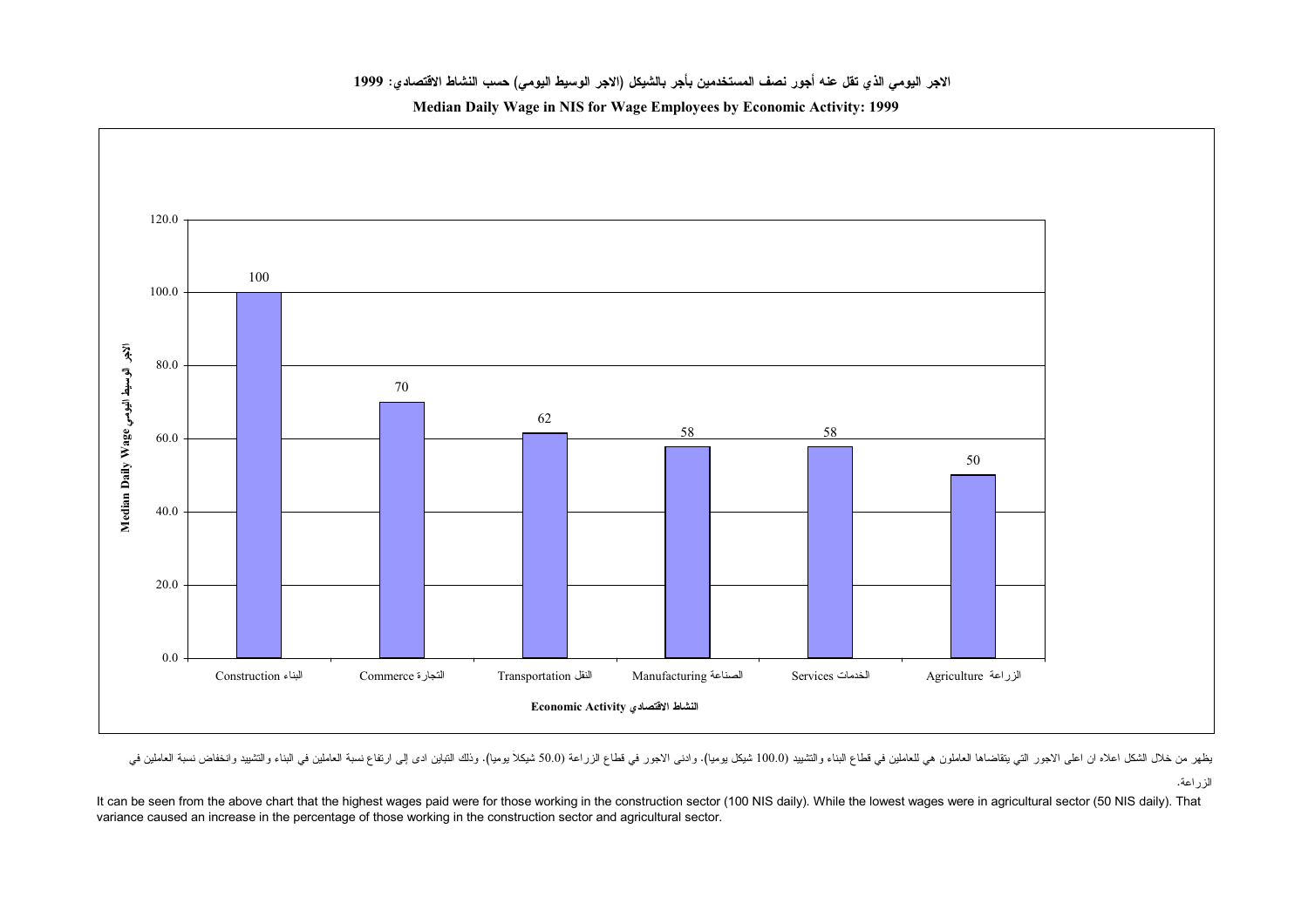**الاجر اليومي الذي تقل عنه أجور نصف المستخدمين بأجر بالشيكل (الاجر الوسيط اليومي) حسب النشاط الاقتصادي: 1999**

**Median Daily Wage in NIS for Wage Employees by Economic Activity: 1999**

| Economic Activity النشاط الاقتصادي | Median Daily Wage الاجر الوسيط اليومي |
|---|---|
| Construction البناء | 100 |
| Commerce التجارة | 70 |
| Transportation النقل | 62 |
| Manufacturing الصناعة | 58 |
| Services الخدمات | 58 |
| Agriculture الزراعة | 50 |

يظهر من خلال الشكل اعلاه ان اعلى الاجور التي يتقاضاها العاملون هي للعاملين في قطاع البناء والتشييد (100.0 شيكل يوميا). وادنى الاجور في قطاع الزراعة (50.0 شيكلا يوميا). وذلك التباين ادى إلى ارتفاع نسبة العاملين في البناء والتشييد وانخفاض نسبة العاملين في الزراعة.

It can be seen from the above chart that the highest wages paid were for those working in the construction sector (100 NIS daily). While the lowest wages were in agricultural sector (50 NIS daily). That variance caused an increase in the percentage of those working in the construction sector and agricultural sector.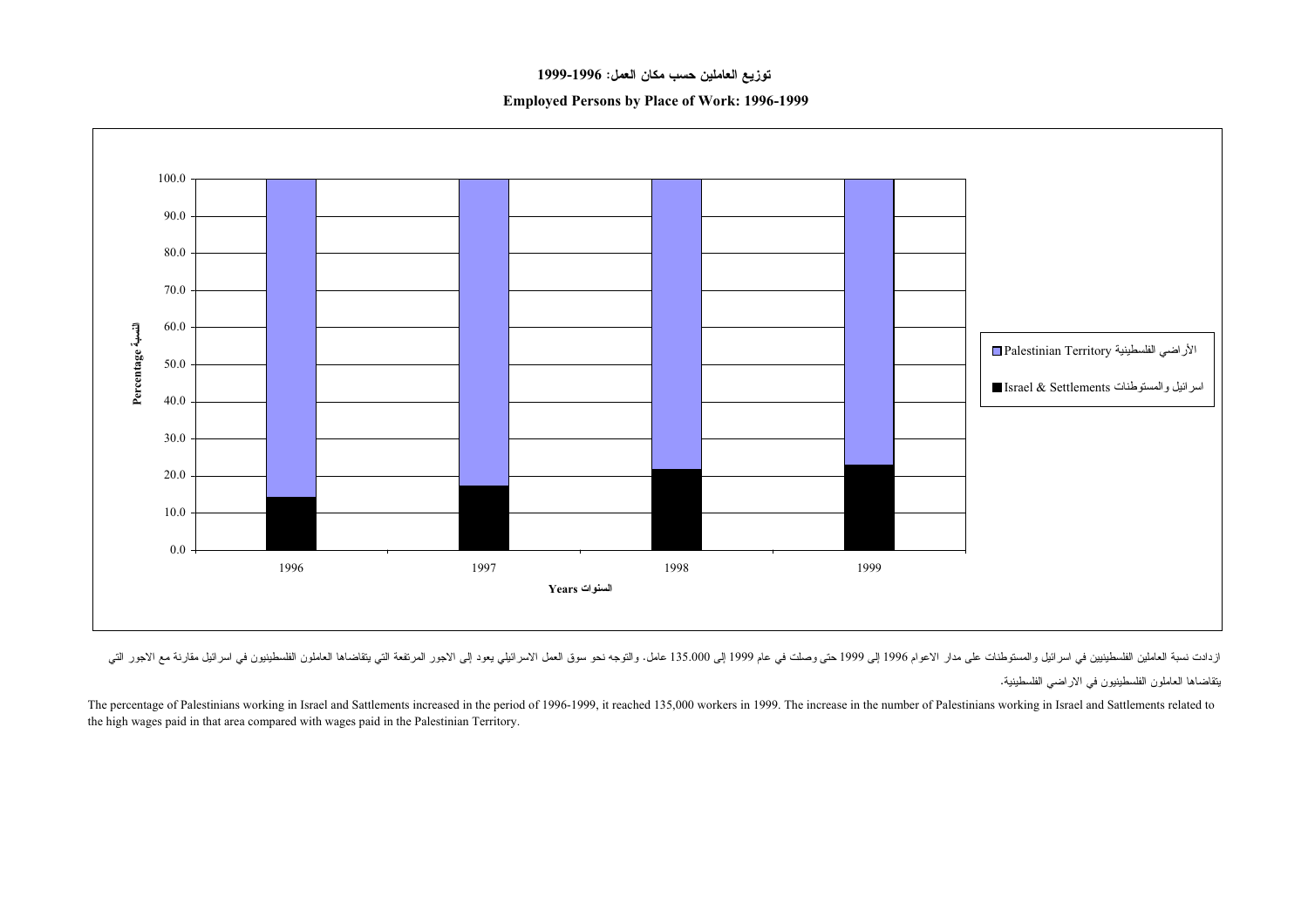## توزيع العاملين حسب مكان العمل: 1996-1999

## Employed Persons by Place of Work: 1996-1999

ازدادت نسبة العاملين الفلسطينيين في اسرائيل والمستوطنات على مدار الاعوام 1996 إلى 1999 حتى وصلت في عام 1999 إلى 135.000 عامل. والتوجه نحو سوق العمل الاسرائيلي يعود إلى الاجور المرتفعة التي يتقاضاها العاملون الفلسطينيون في اسرائيل مقارنة مع الاجور التي يتقاضاها العاملون الفلسطينيون في الاراضي الفلسطينية.

The percentage of Palestinians working in Israel and Sattlements increased in the period of 1996-1999, it reached 135,000 workers in 1999. The increase in the number of Palestinians working in Israel and Sattlements related to the high wages paid in that area compared with wages paid in the Palestinian Territory.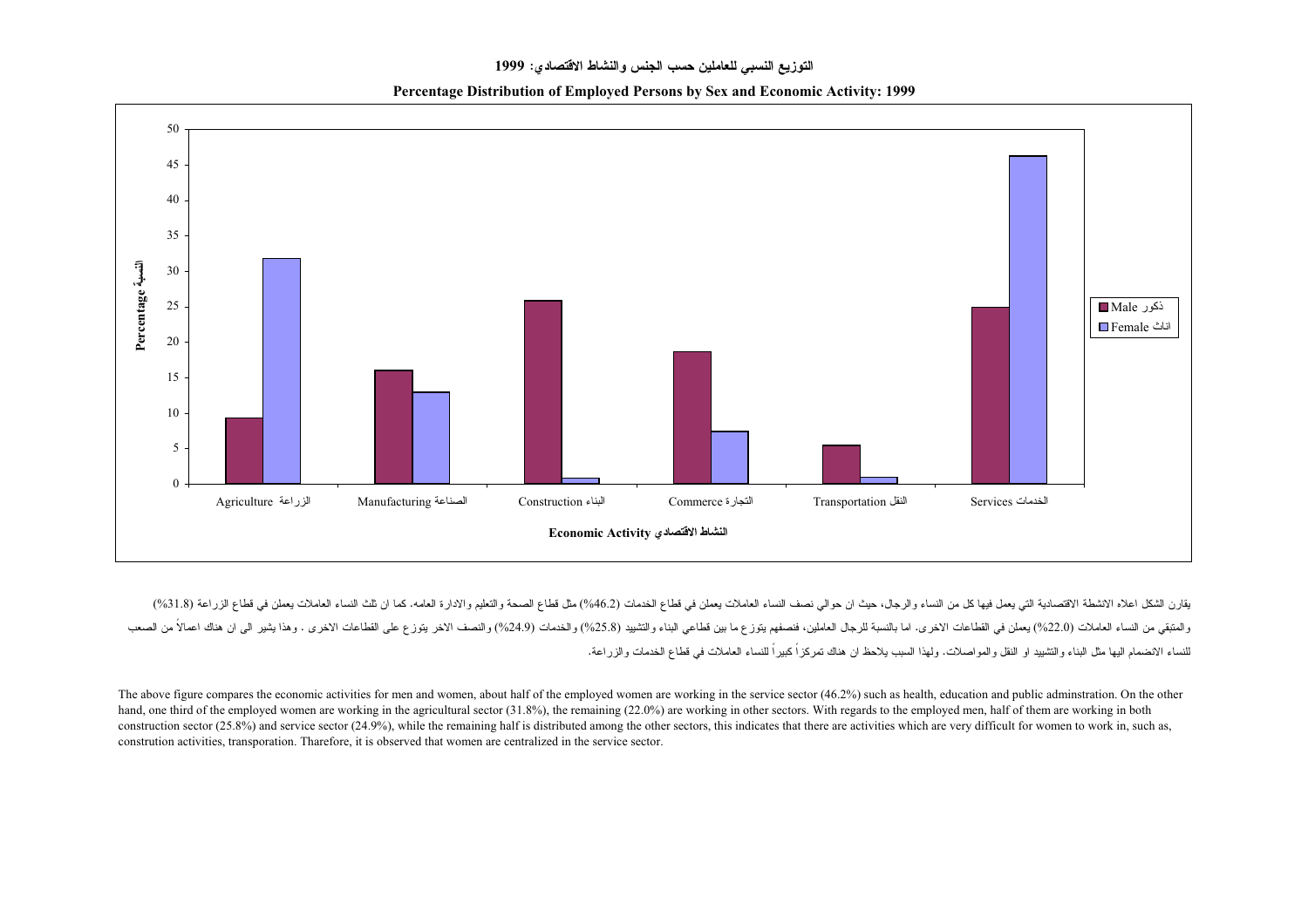## التوزيع النسبي للعاملين حسب الجنس والنشاط الاقتصادي: 1999

## Percentage Distribution of Employed Persons by Sex and Economic Activity: 1999

يقارن الشكل اعلاه الانشطة الاقتصادية التي يعمل فيها كل من النساء والرجال، حيث ان حوالي نصف النساء العاملات يعملن في قطاع الخدمات (46.2%) مثل قطاع الصحة والتعليم والادارة العامه. كما ان ثلث النساء العاملات يعملن في قطاع الزراعة (31.8%) والمتبقي من النساء العاملات (22.0%) يعملن في القطاعات الاخرى. اما بالنسبة للرجال العاملين، فنصفهم يتوزع ما بين قطاعي البناء والتشييد (25.8%) والخدمات (24.9%) والنصف الاخر يتوزع على القطاعات الاخرى . وهذا يشير الى ان هناك اعمالاً من الصعب للنساء الانضمام اليها مثل البناء والتشييد او النقل والمواصلات. ولهذا السبب يلاحظ ان هناك تمركزاً كبيراً للنساء العاملات في قطاع الخدمات والزراعة.

The above figure compares the economic activities for men and women, about half of the employed women are working in the service sector (46.2%) such as health, education and public adminstration. On the other hand, one third of the employed women are working in the agricultural sector (31.8%), the remaining (22.0%) are working in other sectors. With regards to the employed men, half of them are working in both construction sector (25.8%) and service sector (24.9%), while the remaining half is distributed among the other sectors, this indicates that there are activities which are very difficult for women to work in, such as, constrution activities, transporation. Therefore, it is observed that women are centralized in the service sector.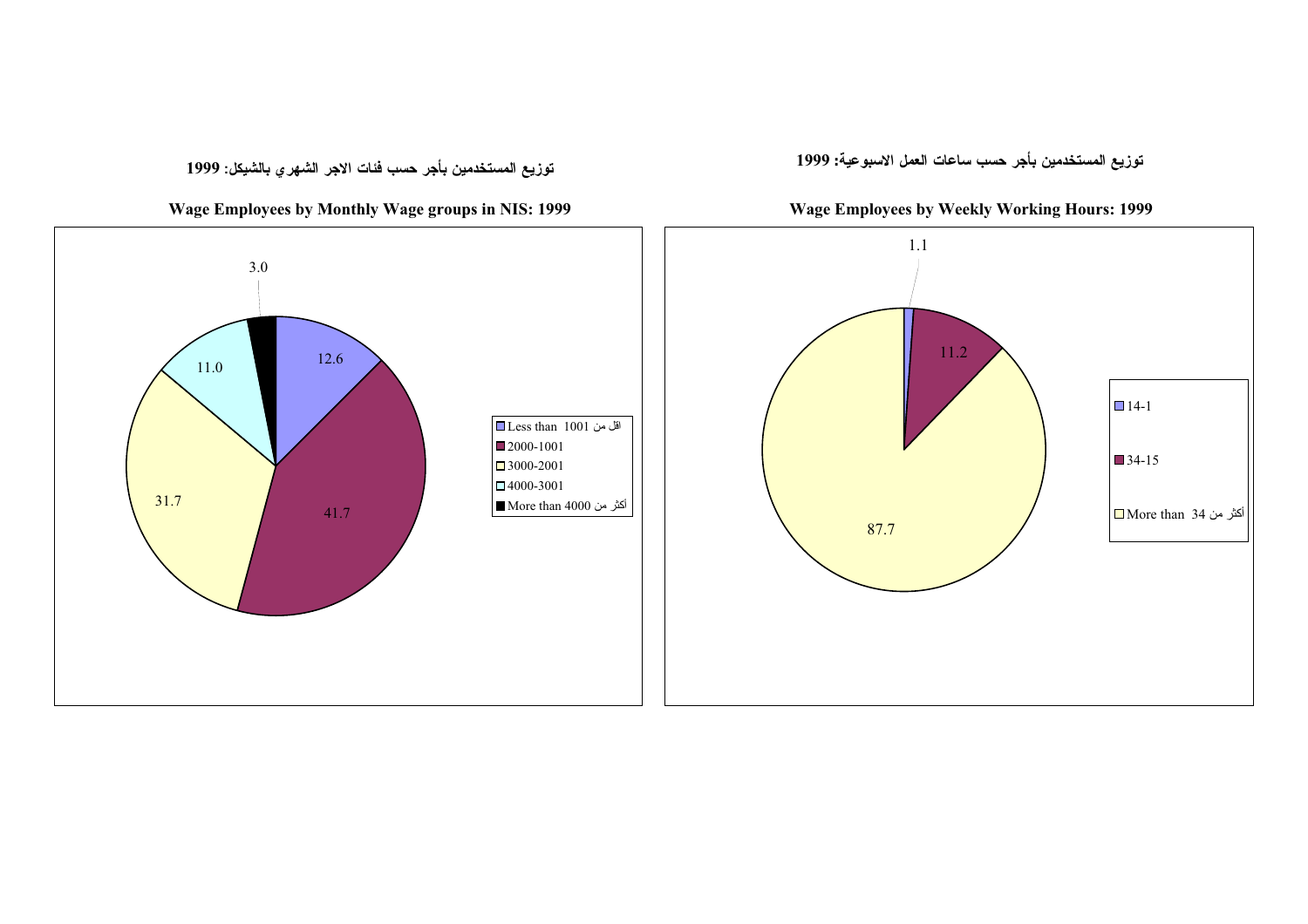### توزيع المستخدمين بأجر حسب فئات الاجر الشهري بالشيكل: 1999

### Wage Employees by Monthly Wage groups in NIS: 1999

| Monthly Wage group | % |
|---|---|
| Less than 1001 اقل من | 12.6 |
| 2000-1001 | 41.7 |
| 3000-2001 | 31.7 |
| 4000-3001 | 11.0 |
| More than 4000 أكثر من | 3.0 |

### توزيع المستخدمين بأجر حسب ساعات العمل الاسبوعية: 1999

### Wage Employees by Weekly Working Hours: 1999

| Weekly Working Hours | % |
|---|---|
| 14-1 | 1.1 |
| 34-15 | 11.2 |
| More than 34 أكثر من | 87.7 |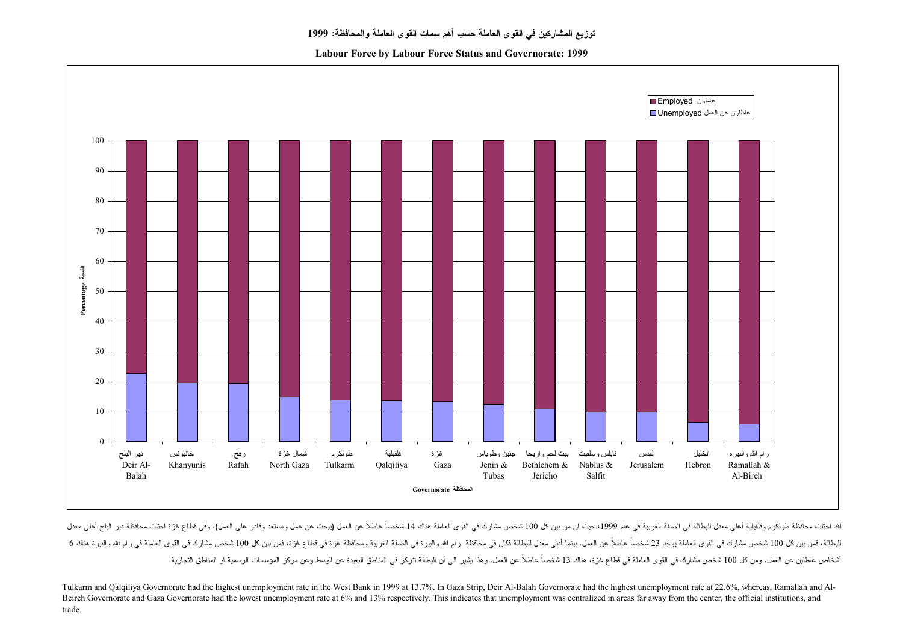**توزيع المشاركين في القوى العاملة حسب أهم سمات القوى العاملة والمحافظة: 1999**

**Labour Force by Labour Force Status and Governorate: 1999**

Employed عاملون
Unemployed عاطلون عن العمل

Percentage النسبة

100
90
80
70
60
50
40
30
20
10
0

دير البلح Deir Al-Balah
خانيونس Khanyunis
رفح Rafah
شمال غزة North Gaza
طولكرم Tulkarm
قلقيلية Qalqiliya
غزة Gaza
جنين وطوباس Jenin & Tubas
بيت لحم واريحا Bethlehem & Jericho
نابلس وسلفيت Nablus & Salfit
القدس Jerusalem
الخليل Hebron
رام الله والبيره Ramallah & Al-Bireh

Governorate المحافظة

لقد احتلت محافظة طولكرم وقلقيلية أعلى معدل للبطالة في الضفة الغربية في عام 1999، حيث ان من بين كل 100 شخص مشارك في القوى العاملة هناك 14 شخصاً عاطلاً عن العمل (يبحث عن عمل ومستعد وقادر على العمل). وفي قطاع غزة احتلت محافظة دير البلح أعلى معدل للبطالة، فمن بين كل 100 شخص مشارك في القوى العاملة يوجد 23 شخصاً عاطلاً عن العمل. بينما أدنى معدل للبطالة فكان في محافظة رام الله والبيرة في الضفة الغربية ومحافظة غزة في قطاع غزة، فمن بين كل 100 شخص مشارك في القوى العاملة في رام الله والبيرة هناك 6 أشخاص عاطلين عن العمل. ومن كل 100 شخص مشارك في القوى العاملة في قطاع غزة، هناك 13 شخصاً عاطلاً عن العمل. وهذا يشير الى أن البطالة تتركز في المناطق البعيدة عن الوسط وعن مركز المؤسسات الرسمية او المناطق التجارية.

Tulkarm and Qalqiliya Governorate had the highest unemployment rate in the West Bank in 1999 at 13.7%. In Gaza Strip, Deir Al-Balah Governorate had the highest unemployment rate at 22.6%, whereas, Ramallah and Al-Beireh Governorate and Gaza Governorate had the lowest unemployment rate at 6% and 13% respectively. This indicates that unemployment was centralized in areas far away from the center, the official institutions, and trade.